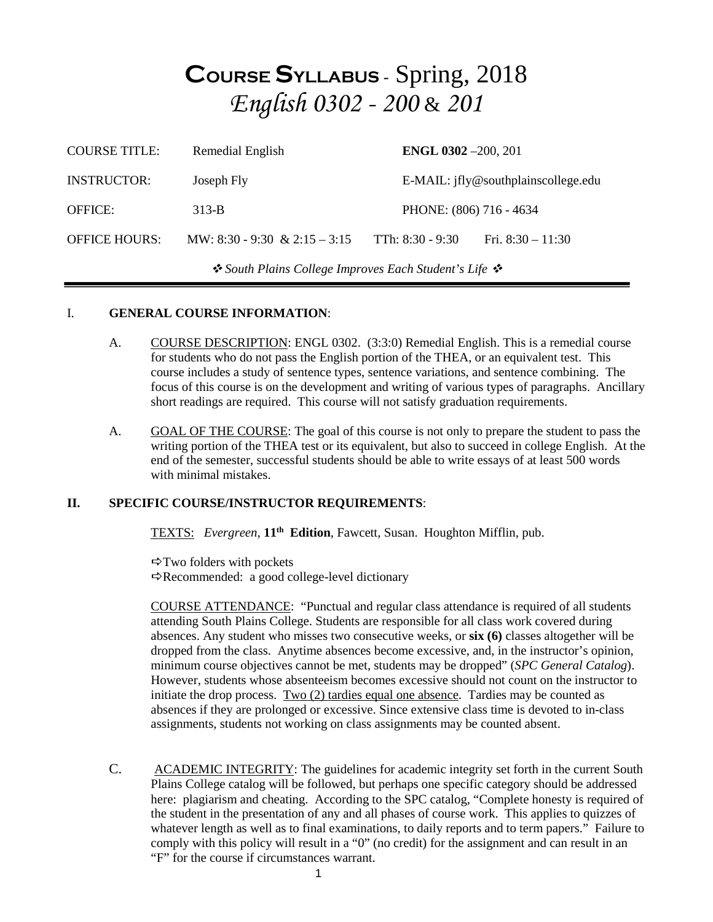# COURSE SYLLABUS - Spring, 2018

## *English 0302 - 200* & *201*

| | | | |
|---|---|---|---|
| COURSE TITLE: | Remedial English | **ENGL 0302** –200, 201 | |
| INSTRUCTOR: | Joseph Fly | E-MAIL: jfly@southplainscollege.edu | |
| OFFICE: | 313-B | PHONE: (806) 716 - 4634 | |
| OFFICE HOURS: | MW: 8:30 - 9:30 & 2:15 – 3:15 | TTh: 8:30 - 9:30 | Fri. 8:30 – 11:30 |

❖ *South Plains College Improves Each Student's Life* ❖

---

I. **GENERAL COURSE INFORMATION**:

A. COURSE DESCRIPTION: ENGL 0302. (3:3:0) Remedial English. This is a remedial course for students who do not pass the English portion of the THEA, or an equivalent test. This course includes a study of sentence types, sentence variations, and sentence combining. The focus of this course is on the development and writing of various types of paragraphs. Ancillary short readings are required. This course will not satisfy graduation requirements.

A. GOAL OF THE COURSE: The goal of this course is not only to prepare the student to pass the writing portion of the THEA test or its equivalent, but also to succeed in college English. At the end of the semester, successful students should be able to write essays of at least 500 words with minimal mistakes.

**II. SPECIFIC COURSE/INSTRUCTOR REQUIREMENTS**:

TEXTS: *Evergreen*, **11th Edition**, Fawcett, Susan. Houghton Mifflin, pub.

⇨Two folders with pockets
⇨Recommended: a good college-level dictionary

COURSE ATTENDANCE: "Punctual and regular class attendance is required of all students attending South Plains College. Students are responsible for all class work covered during absences. Any student who misses two consecutive weeks, or **six (6)** classes altogether will be dropped from the class. Anytime absences become excessive, and, in the instructor's opinion, minimum course objectives cannot be met, students may be dropped" (*SPC General Catalog*). However, students whose absenteeism becomes excessive should not count on the instructor to initiate the drop process. Two (2) tardies equal one absence. Tardies may be counted as absences if they are prolonged or excessive. Since extensive class time is devoted to in-class assignments, students not working on class assignments may be counted absent.

C. ACADEMIC INTEGRITY: The guidelines for academic integrity set forth in the current South Plains College catalog will be followed, but perhaps one specific category should be addressed here: plagiarism and cheating. According to the SPC catalog, "Complete honesty is required of the student in the presentation of any and all phases of course work. This applies to quizzes of whatever length as well as to final examinations, to daily reports and to term papers." Failure to comply with this policy will result in a "0" (no credit) for the assignment and can result in an "F" for the course if circumstances warrant.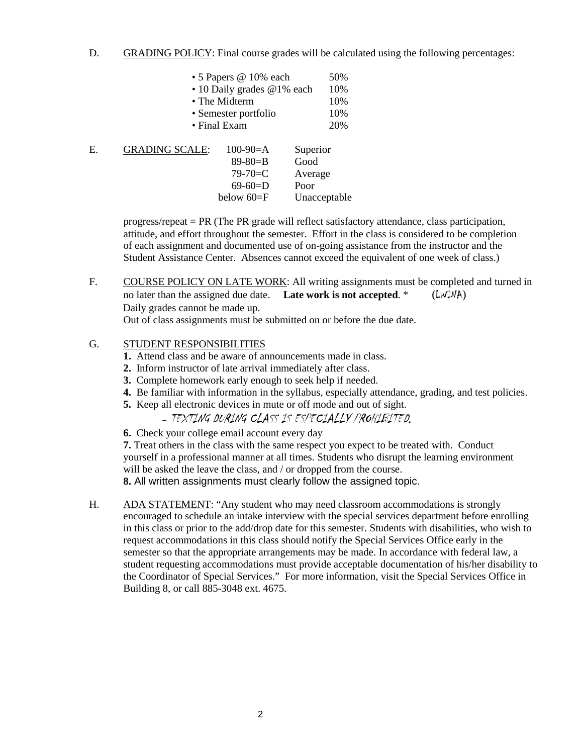D. <u>GRADING POLICY</u>: Final course grades will be calculated using the following percentages:

| | |
|---|---|
| • 5 Papers @ 10% each | 50% |
| • 10 Daily grades @1% each | 10% |
| • The Midterm | 10% |
| • Semester portfolio | 10% |
| • Final Exam | 20% |

E. <u>GRADING SCALE</u>:

| | |
|---|---|
| 100-90=A | Superior |
| 89-80=B | Good |
| 79-70=C | Average |
| 69-60=D | Poor |
| below 60=F | Unacceptable |

progress/repeat = PR (The PR grade will reflect satisfactory attendance, class participation, attitude, and effort throughout the semester. Effort in the class is considered to be completion of each assignment and documented use of on-going assistance from the instructor and the Student Assistance Center. Absences cannot exceed the equivalent of one week of class.)

F. <u>COURSE POLICY ON LATE WORK</u>: All writing assignments must be completed and turned in no later than the assigned due date. **Late work is not accepted**. * (LWINA)
Daily grades cannot be made up.
Out of class assignments must be submitted on or before the due date.

G. <u>STUDENT RESPONSIBILITIES</u>

**1.** Attend class and be aware of announcements made in class.
**2.** Inform instructor of late arrival immediately after class.
**3.** Complete homework early enough to seek help if needed.
**4.** Be familiar with information in the syllabus, especially attendance, grading, and test policies.
**5.** Keep all electronic devices in mute or off mode and out of sight.
- TEXTING DURING CLASS IS ESPECIALLY PROHIBITED.

**6.** Check your college email account every day
**7.** Treat others in the class with the same respect you expect to be treated with. Conduct yourself in a professional manner at all times. Students who disrupt the learning environment will be asked the leave the class, and / or dropped from the course.
**8.** All written assignments must clearly follow the assigned topic.

H. <u>ADA STATEMENT</u>: "Any student who may need classroom accommodations is strongly encouraged to schedule an intake interview with the special services department before enrolling in this class or prior to the add/drop date for this semester. Students with disabilities, who wish to request accommodations in this class should notify the Special Services Office early in the semester so that the appropriate arrangements may be made. In accordance with federal law, a student requesting accommodations must provide acceptable documentation of his/her disability to the Coordinator of Special Services." For more information, visit the Special Services Office in Building 8, or call 885-3048 ext. 4675.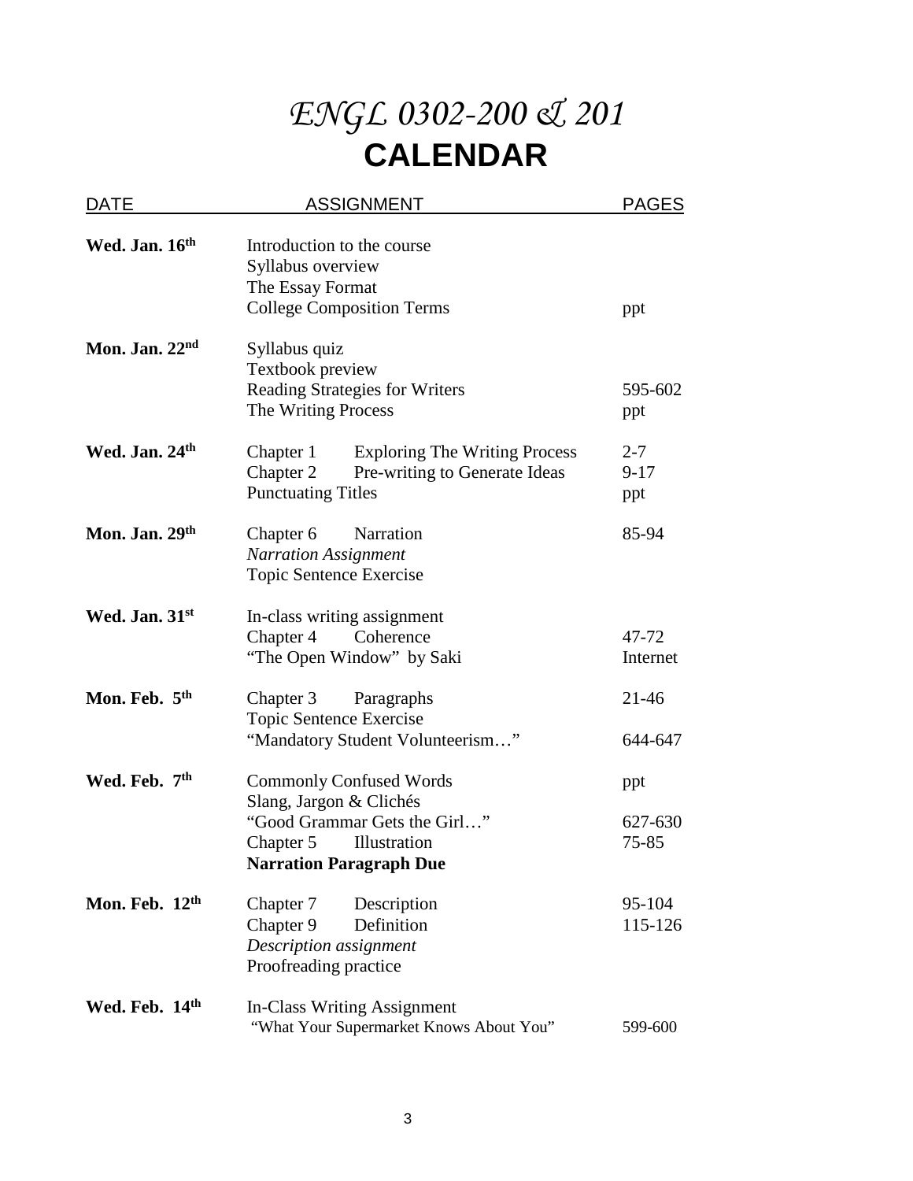# *ENGL 0302-200 & 201*

# CALENDAR

| DATE | ASSIGNMENT | PAGES |
|---|---|---|
| **Wed. Jan. 16th** | Introduction to the course | |
| | Syllabus overview | |
| | The Essay Format | |
| | College Composition Terms | ppt |
| **Mon. Jan. 22nd** | Syllabus quiz | |
| | Textbook preview | |
| | Reading Strategies for Writers | 595-602 |
| | The Writing Process | ppt |
| **Wed. Jan. 24th** | Chapter 1 Exploring The Writing Process | 2-7 |
| | Chapter 2 Pre-writing to Generate Ideas | 9-17 |
| | Punctuating Titles | ppt |
| **Mon. Jan. 29th** | Chapter 6 Narration | 85-94 |
| | *Narration Assignment* | |
| | Topic Sentence Exercise | |
| **Wed. Jan. 31st** | In-class writing assignment | |
| | Chapter 4 Coherence | 47-72 |
| | "The Open Window" by Saki | Internet |
| **Mon. Feb. 5th** | Chapter 3 Paragraphs | 21-46 |
| | Topic Sentence Exercise | |
| | "Mandatory Student Volunteerism…" | 644-647 |
| **Wed. Feb. 7th** | Commonly Confused Words | ppt |
| | Slang, Jargon & Clichés | |
| | "Good Grammar Gets the Girl…" | 627-630 |
| | Chapter 5 Illustration | 75-85 |
| | **Narration Paragraph Due** | |
| **Mon. Feb. 12th** | Chapter 7 Description | 95-104 |
| | Chapter 9 Definition | 115-126 |
| | *Description assignment* | |
| | Proofreading practice | |
| **Wed. Feb. 14th** | In-Class Writing Assignment | |
| | "What Your Supermarket Knows About You" | 599-600 |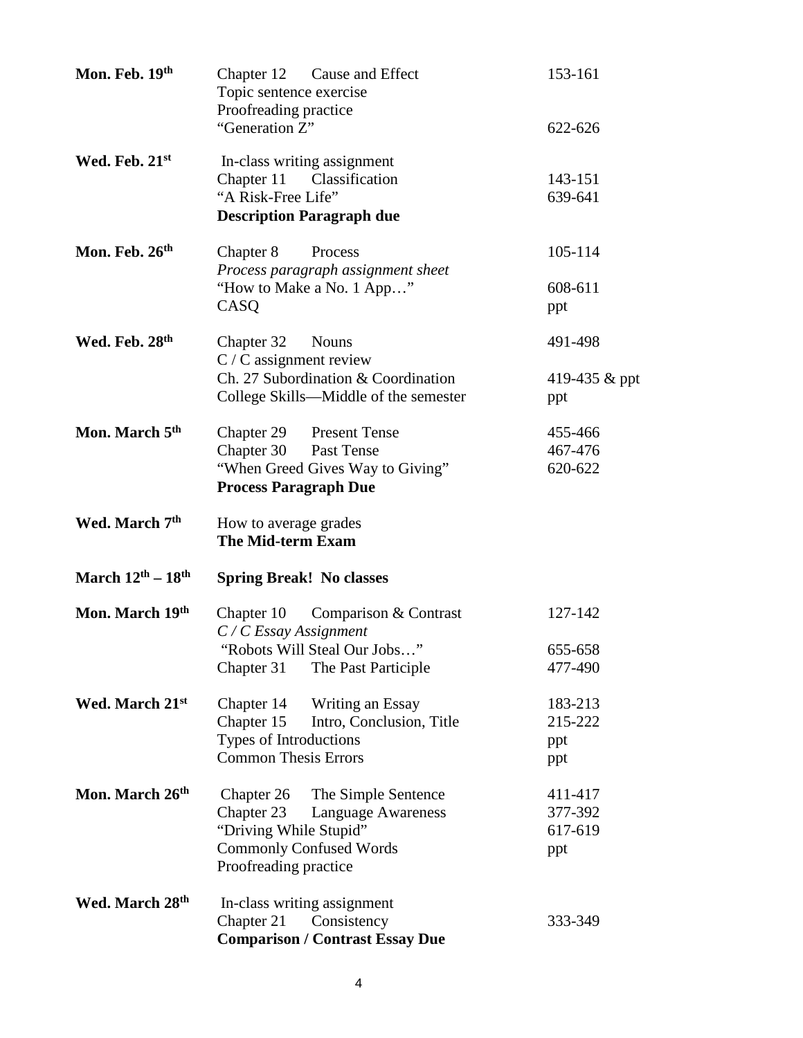| Date | Topic | Pages |
|---|---|---|
| **Mon. Feb. 19th** | Chapter 12 Cause and Effect | 153-161 |
| | Topic sentence exercise | |
| | Proofreading practice | |
| | "Generation Z" | 622-626 |
| **Wed. Feb. 21st** | In-class writing assignment | |
| | Chapter 11 Classification | 143-151 |
| | "A Risk-Free Life" | 639-641 |
| | **Description Paragraph due** | |
| **Mon. Feb. 26th** | Chapter 8 Process | 105-114 |
| | *Process paragraph assignment sheet* | |
| | "How to Make a No. 1 App…" | 608-611 |
| | CASQ | ppt |
| **Wed. Feb. 28th** | Chapter 32 Nouns | 491-498 |
| | C / C assignment review | |
| | Ch. 27 Subordination & Coordination | 419-435 & ppt |
| | College Skills—Middle of the semester | ppt |
| **Mon. March 5th** | Chapter 29 Present Tense | 455-466 |
| | Chapter 30 Past Tense | 467-476 |
| | "When Greed Gives Way to Giving" | 620-622 |
| | **Process Paragraph Due** | |
| **Wed. March 7th** | How to average grades | |
| | **The Mid-term Exam** | |
| **March 12th – 18th** | **Spring Break! No classes** | |
| **Mon. March 19th** | Chapter 10 Comparison & Contrast | 127-142 |
| | *C / C Essay Assignment* | |
| | "Robots Will Steal Our Jobs…" | 655-658 |
| | Chapter 31 The Past Participle | 477-490 |
| **Wed. March 21st** | Chapter 14 Writing an Essay | 183-213 |
| | Chapter 15 Intro, Conclusion, Title | 215-222 |
| | Types of Introductions | ppt |
| | Common Thesis Errors | ppt |
| **Mon. March 26th** | Chapter 26 The Simple Sentence | 411-417 |
| | Chapter 23 Language Awareness | 377-392 |
| | "Driving While Stupid" | 617-619 |
| | Commonly Confused Words | ppt |
| | Proofreading practice | |
| **Wed. March 28th** | In-class writing assignment | |
| | Chapter 21 Consistency | 333-349 |
| | **Comparison / Contrast Essay Due** | |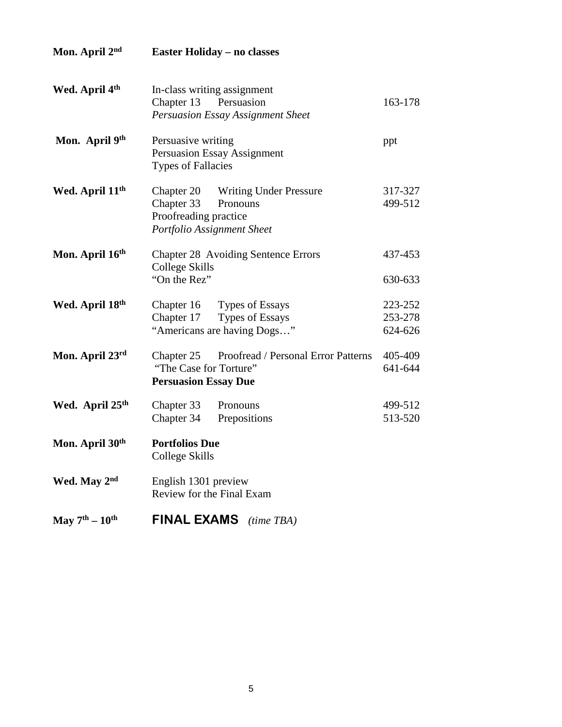| | | |
|---|---|---|
| **Mon. April 2nd** | **Easter Holiday – no classes** | |
| **Wed. April 4th** | In-class writing assignment<br>Chapter 13 Persuasion<br>*Persuasion Essay Assignment Sheet* | <br>163-178 |
| **Mon. April 9th** | Persuasive writing<br>Persuasion Essay Assignment<br>Types of Fallacies | ppt |
| **Wed. April 11th** | Chapter 20 Writing Under Pressure<br>Chapter 33 Pronouns<br>Proofreading practice<br>*Portfolio Assignment Sheet* | 317-327<br>499-512 |
| **Mon. April 16th** | Chapter 28 Avoiding Sentence Errors<br>College Skills<br>"On the Rez" | 437-453<br><br>630-633 |
| **Wed. April 18th** | Chapter 16 Types of Essays<br>Chapter 17 Types of Essays<br>"Americans are having Dogs…" | 223-252<br>253-278<br>624-626 |
| **Mon. April 23rd** | Chapter 25 Proofread / Personal Error Patterns<br>"The Case for Torture"<br>**Persuasion Essay Due** | 405-409<br>641-644 |
| **Wed. April 25th** | Chapter 33 Pronouns<br>Chapter 34 Prepositions | 499-512<br>513-520 |
| **Mon. April 30th** | **Portfolios Due**<br>College Skills | |
| **Wed. May 2nd** | English 1301 preview<br>Review for the Final Exam | |
| **May 7th – 10th** | **FINAL EXAMS** *(time TBA)* | |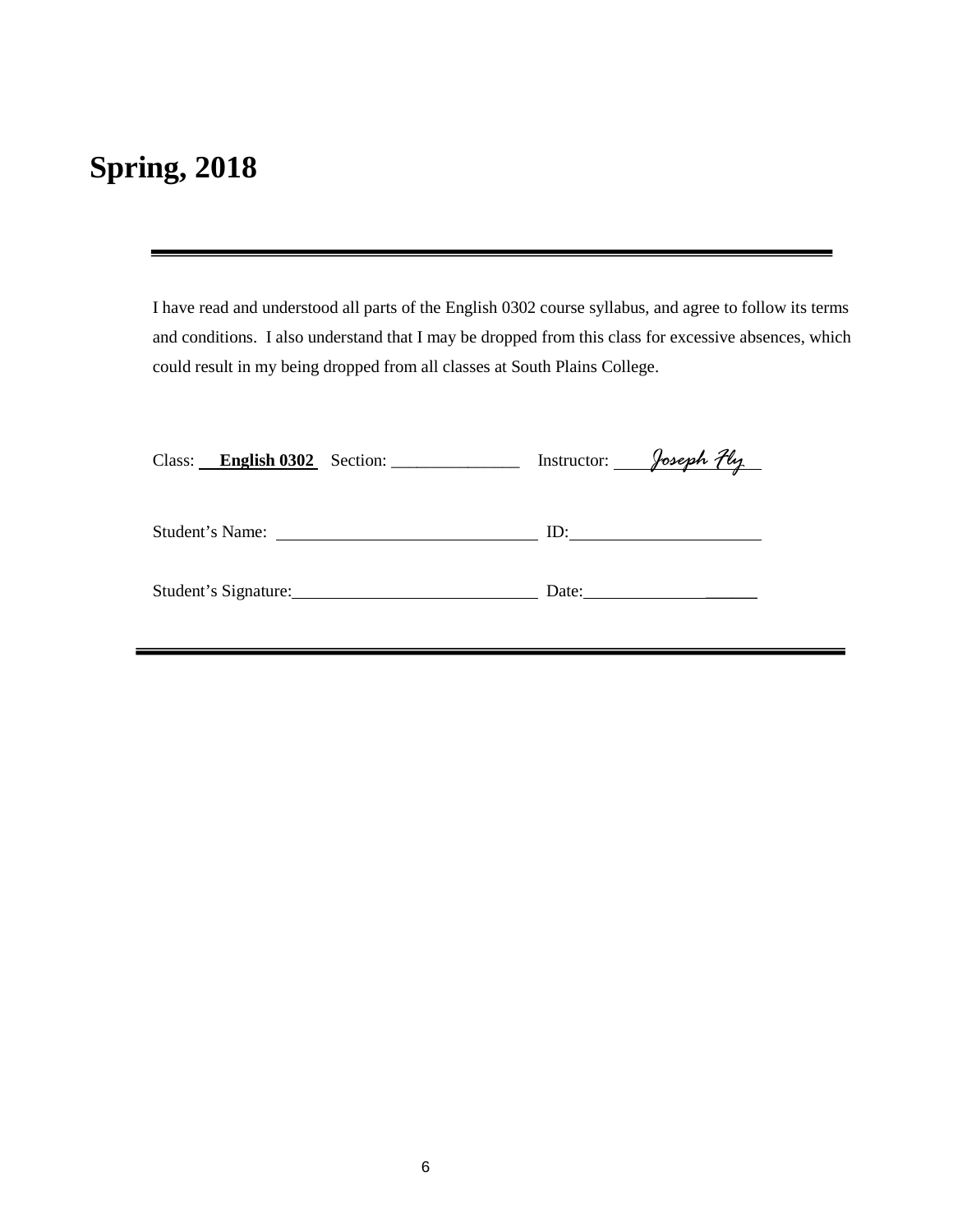# Spring, 2018

---

I have read and understood all parts of the English 0302 course syllabus, and agree to follow its terms and conditions. I also understand that I may be dropped from this class for excessive absences, which could result in my being dropped from all classes at South Plains College.

Class: **English 0302** Section: _______________ Instructor: *Joseph Fly*

Student's Name: ______________________________ ID: ______________________

Student's Signature: ______________________________ Date: ______________________

---